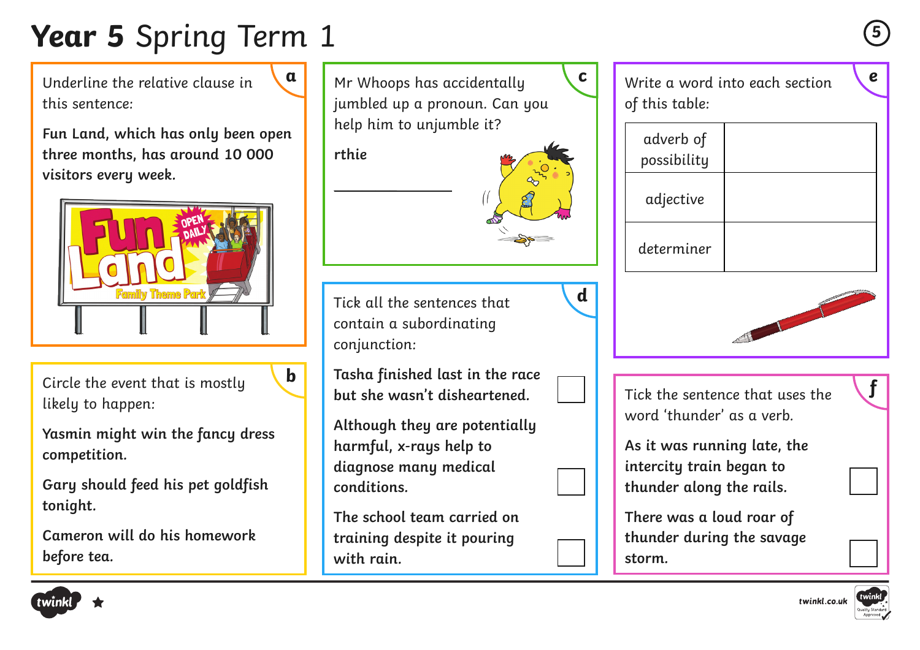# **Year 5** Spring Term 1

**a**

Underline the relative clause in this sentence:

**Fun Land, which has only been open three months, has around 10 000 visitors every week.**

**b**

Circle the event that is mostly likely to happen:

**Yasmin might win the fancy dress competition.**

**Gary should feed his pet goldfish tonight.**

**Cameron will do his homework before tea.**

**c**

Mr Whoops has accidentally jumbled up a pronoun. Can you help him to unjumble it?

**rthie**

\_\_\_\_\_\_\_\_\_\_\_\_\_\_

**d**

Tick all the sentences that contain a subordinating conjunction:

**Tasha finished last in the race but she wasn't disheartened.** ☐

**Although they are potentially harmful, x-rays help to diagnose many medical conditions.** ☐

**The school team carried on training despite it pouring with rain.** ☐

**e**

Write a word into each section of this table:

| adverb of possibility | |
|---|---|
| adjective | |
| determiner | |

**f**

Tick the sentence that uses the word 'thunder' as a verb.

**As it was running late, the intercity train began to thunder along the rails.** ☐

**There was a loud roar of thunder during the savage storm.** ☐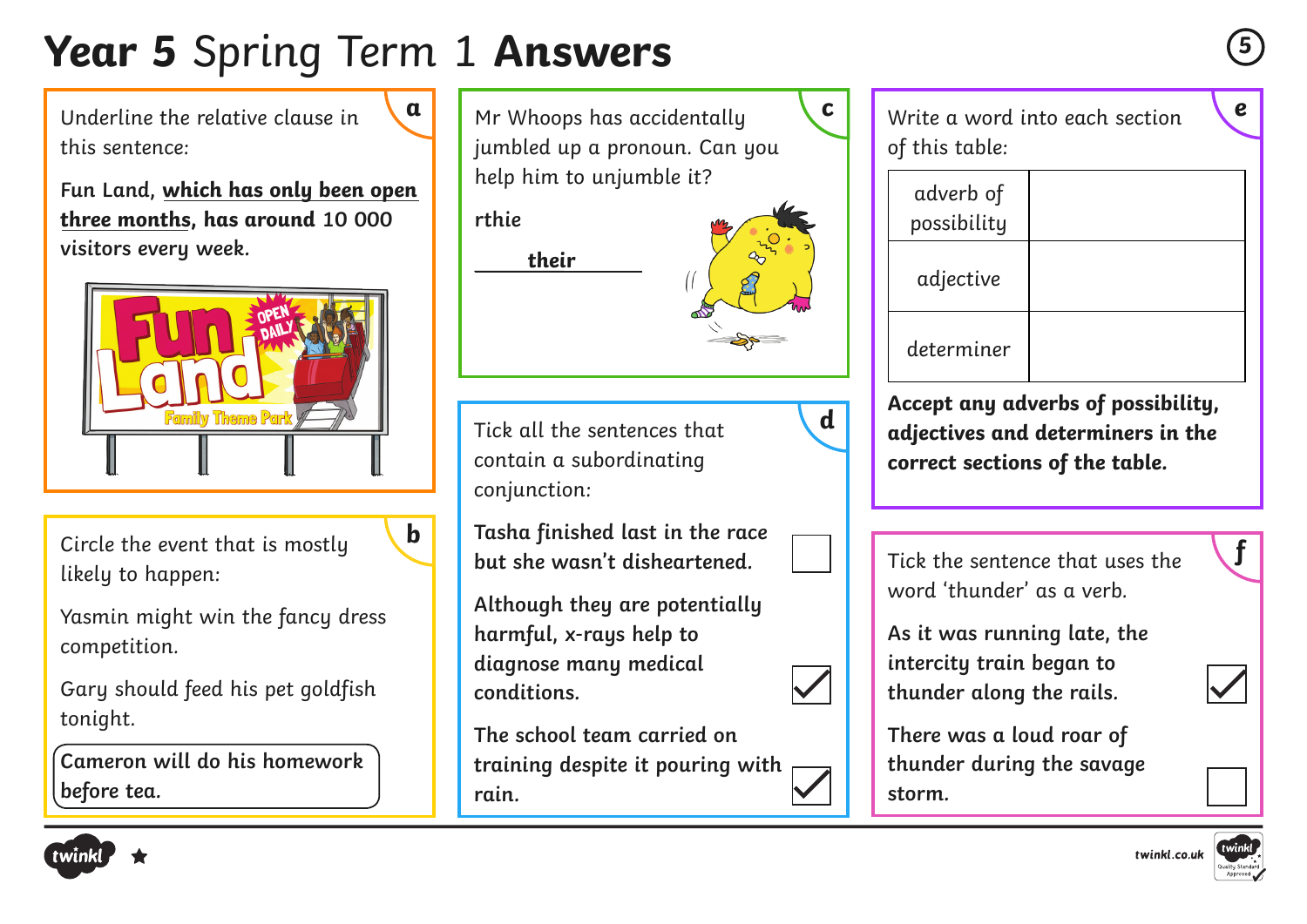# **Year 5** Spring Term 1 **Answers**

## a

Underline the relative clause in this sentence:

**Fun Land, <u>which has only been open three months</u>, has around 10 000 visitors every week.**

## b

Circle the event that is mostly likely to happen:

Yasmin might win the fancy dress competition.

Gary should feed his pet goldfish tonight.

**Cameron will do his homework before tea.** (circled)

## c

Mr Whoops has accidentally jumbled up a pronoun. Can you help him to unjumble it?

**rthie**

**their**

## d

Tick all the sentences that contain a subordinating conjunction:

**Tasha finished last in the race but she wasn't disheartened.** ☐

**Although they are potentially harmful, x-rays help to diagnose many medical conditions.** ☑

**The school team carried on training despite it pouring with rain.** ☑

## e

Write a word into each section of this table:

| | |
|---|---|
| adverb of possibility | |
| adjective | |
| determiner | |

**Accept any adverbs of possibility, adjectives and determiners in the correct sections of the table.**

## f

Tick the sentence that uses the word 'thunder' as a verb.

**As it was running late, the intercity train began to thunder along the rails.** ☑

**There was a loud roar of thunder during the savage storm.** ☐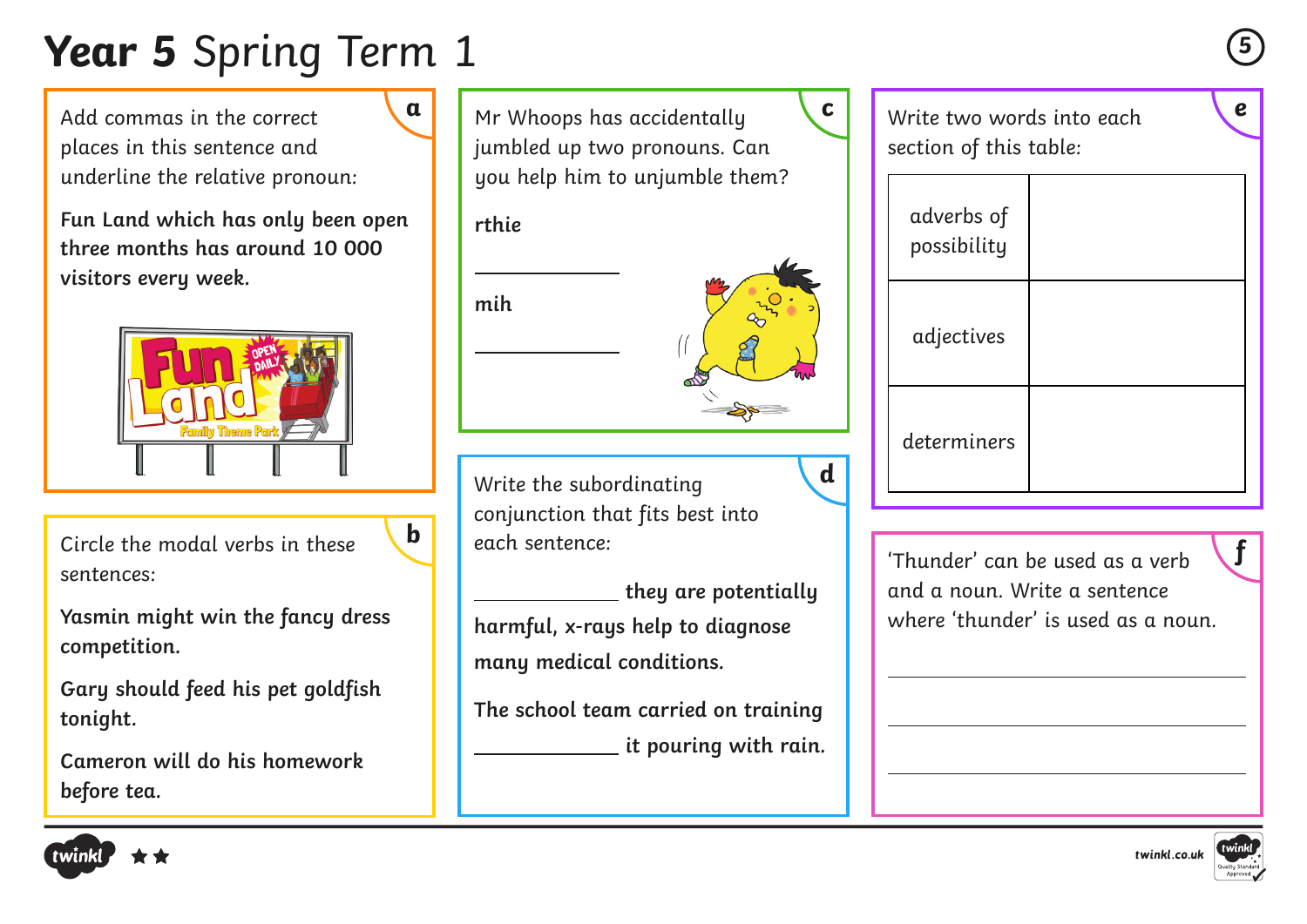# **Year 5** Spring Term 1

### a

Add commas in the correct places in this sentence and underline the relative pronoun:

**Fun Land which has only been open three months has around 10 000 visitors every week.**

### b

Circle the modal verbs in these sentences:

**Yasmin might win the fancy dress competition.**

**Gary should feed his pet goldfish tonight.**

**Cameron will do his homework before tea.**

### c

Mr Whoops has accidentally jumbled up two pronouns. Can you help him to unjumble them?

**rthie**

\_\_\_\_\_\_\_\_\_\_\_\_

**mih**

\_\_\_\_\_\_\_\_\_\_\_\_

### d

Write the subordinating conjunction that fits best into each sentence:

\_\_\_\_\_\_\_\_\_\_\_\_ **they are potentially harmful, x-rays help to diagnose many medical conditions.**

**The school team carried on training** \_\_\_\_\_\_\_\_\_\_\_\_ **it pouring with rain.**

### e

Write two words into each section of this table:

| | |
|---|---|
| adverbs of possibility | |
| adjectives | |
| determiners | |

### f

'Thunder' can be used as a verb and a noun. Write a sentence where 'thunder' is used as a noun.

\_\_\_\_\_\_\_\_\_\_\_\_\_\_\_\_\_\_\_\_\_\_\_\_

\_\_\_\_\_\_\_\_\_\_\_\_\_\_\_\_\_\_\_\_\_\_\_\_

\_\_\_\_\_\_\_\_\_\_\_\_\_\_\_\_\_\_\_\_\_\_\_\_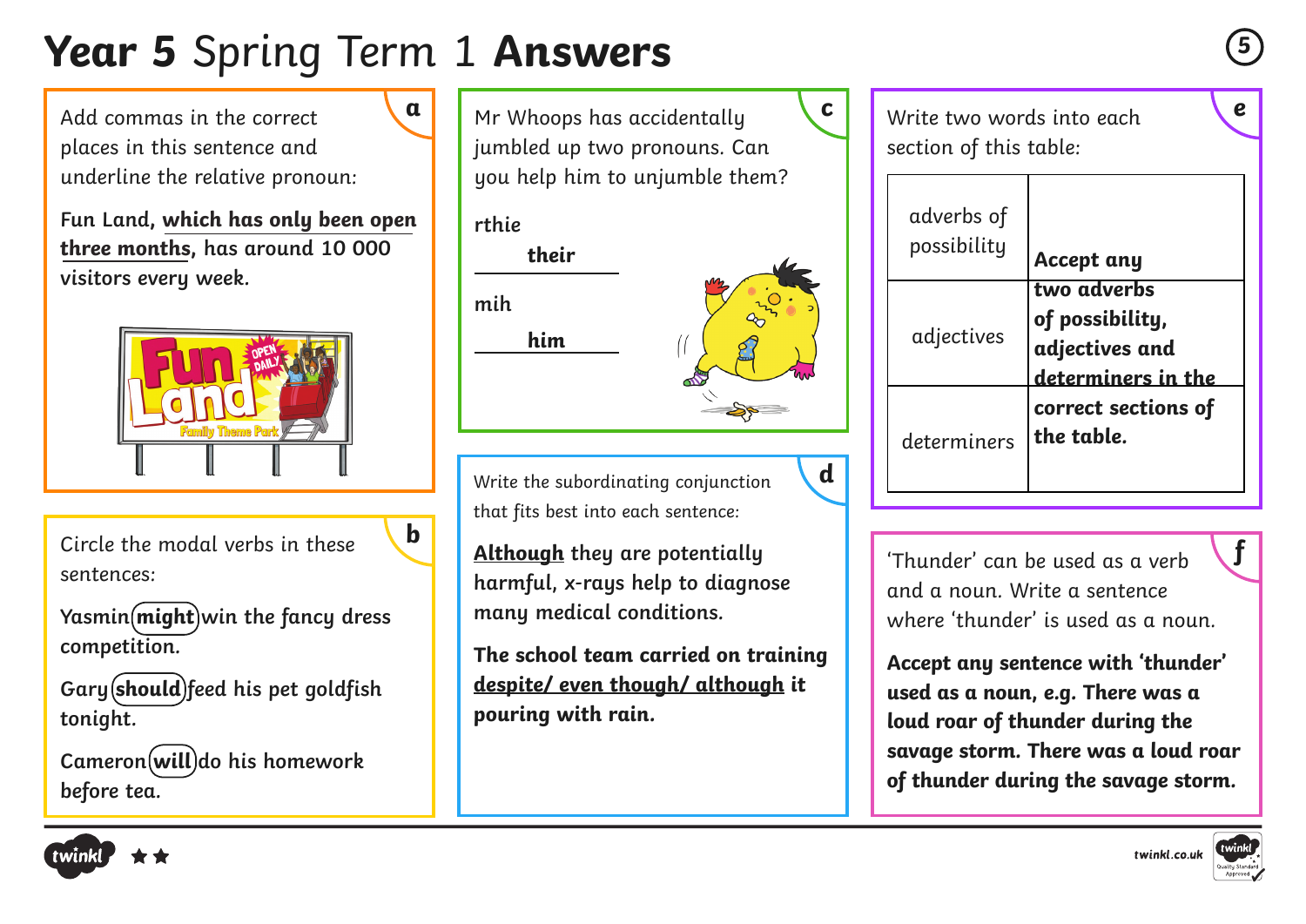# **Year 5** Spring Term 1 **Answers**

## a

Add commas in the correct places in this sentence and underline the relative pronoun:

**Fun Land, which has only been open three months, has around 10 000 visitors every week.**

## b

Circle the modal verbs in these sentences:

**Yasmin (might) win the fancy dress competition.**

**Gary (should) feed his pet goldfish tonight.**

**Cameron (will) do his homework before tea.**

## c

Mr Whoops has accidentally jumbled up two pronouns. Can you help him to unjumble them?

rthie

**their**

mih

**him**

## d

Write the subordinating conjunction that fits best into each sentence:

**Although they are potentially harmful, x-rays help to diagnose many medical conditions.**

**The school team carried on training despite/ even though/ although it pouring with rain.**

## e

Write two words into each section of this table:

| | |
|---|---|
| adverbs of possibility | **Accept any two adverbs of possibility, adjectives and determiners in the correct sections of the table.** |
| adjectives | |
| determiners | |

## f

'Thunder' can be used as a verb and a noun. Write a sentence where 'thunder' is used as a noun.

**Accept any sentence with 'thunder' used as a noun, e.g. There was a loud roar of thunder during the savage storm. There was a loud roar of thunder during the savage storm.**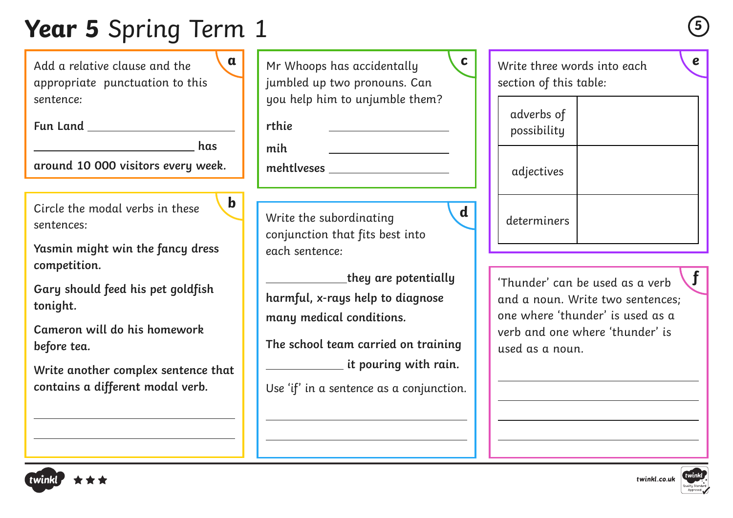# **Year 5** Spring Term 1

## a

Add a relative clause and the appropriate punctuation to this sentence:

**Fun Land ______________________**

**______________________ has around 10 000 visitors every week.**

## b

Circle the modal verbs in these sentences:

**Yasmin might win the fancy dress competition.**

**Gary should feed his pet goldfish tonight.**

**Cameron will do his homework before tea.**

**Write another complex sentence that contains a different modal verb.**

______________________________________

______________________________________

## c

Mr Whoops has accidentally jumbled up two pronouns. Can you help him to unjumble them?

**rthie** ______________________

**mih** ______________________

**mehtlveses** ______________________

## d

Write the subordinating conjunction that fits best into each sentence:

______________ **they are potentially harmful, x-rays help to diagnose many medical conditions.**

**The school team carried on training ______________ it pouring with rain.**

Use 'if' in a sentence as a conjunction.

______________________________________

______________________________________

## e

Write three words into each section of this table:

| | |
|---|---|
| adverbs of possibility | |
| adjectives | |
| determiners | |

## f

'Thunder' can be used as a verb and a noun. Write two sentences; one where 'thunder' is used as a verb and one where 'thunder' is used as a noun.

______________________________________

______________________________________

______________________________________

______________________________________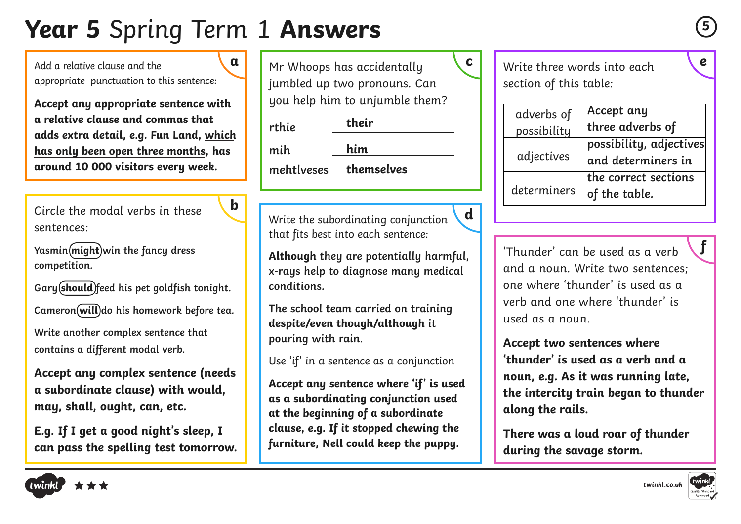# **Year 5** Spring Term 1 **Answers**

## a

Add a relative clause and the appropriate punctuation to this sentence:

**Accept any appropriate sentence with a relative clause and commas that adds extra detail, e.g. Fun Land, which has only been open three months, has around 10 000 visitors every week.**

## b

Circle the modal verbs in these sentences:

Yasmin **might** win the fancy dress competition.

Gary **should** feed his pet goldfish tonight.

Cameron **will** do his homework before tea.

Write another complex sentence that contains a different modal verb.

**Accept any complex sentence (needs a subordinate clause) with would, may, shall, ought, can, etc.**

**E.g. If I get a good night's sleep, I can pass the spelling test tomorrow.**

## c

Mr Whoops has accidentally jumbled up two pronouns. Can you help him to unjumble them?

rthie **their**

mih **him**

mehtlveses **themselves**

## d

Write the subordinating conjunction that fits best into each sentence:

**Although** **they are potentially harmful, x-rays help to diagnose many medical conditions.**

**The school team carried on training** **despite/even though/although** **it pouring with rain.**

Use 'if' in a sentence as a conjunction

**Accept any sentence where 'if' is used as a subordinating conjunction used at the beginning of a subordinate clause, e.g. If it stopped chewing the furniture, Nell could keep the puppy.**

## e

Write three words into each section of this table:

| | |
|---|---|
| adverbs of possibility | **Accept any three adverbs of** |
| adjectives | **possibility, adjectives and determiners in** |
| determiners | **the correct sections of the table.** |

## f

'Thunder' can be used as a verb and a noun. Write two sentences; one where 'thunder' is used as a verb and one where 'thunder' is used as a noun.

**Accept two sentences where 'thunder' is used as a verb and a noun, e.g. As it was running late, the intercity train began to thunder along the rails.**

**There was a loud roar of thunder during the savage storm.**